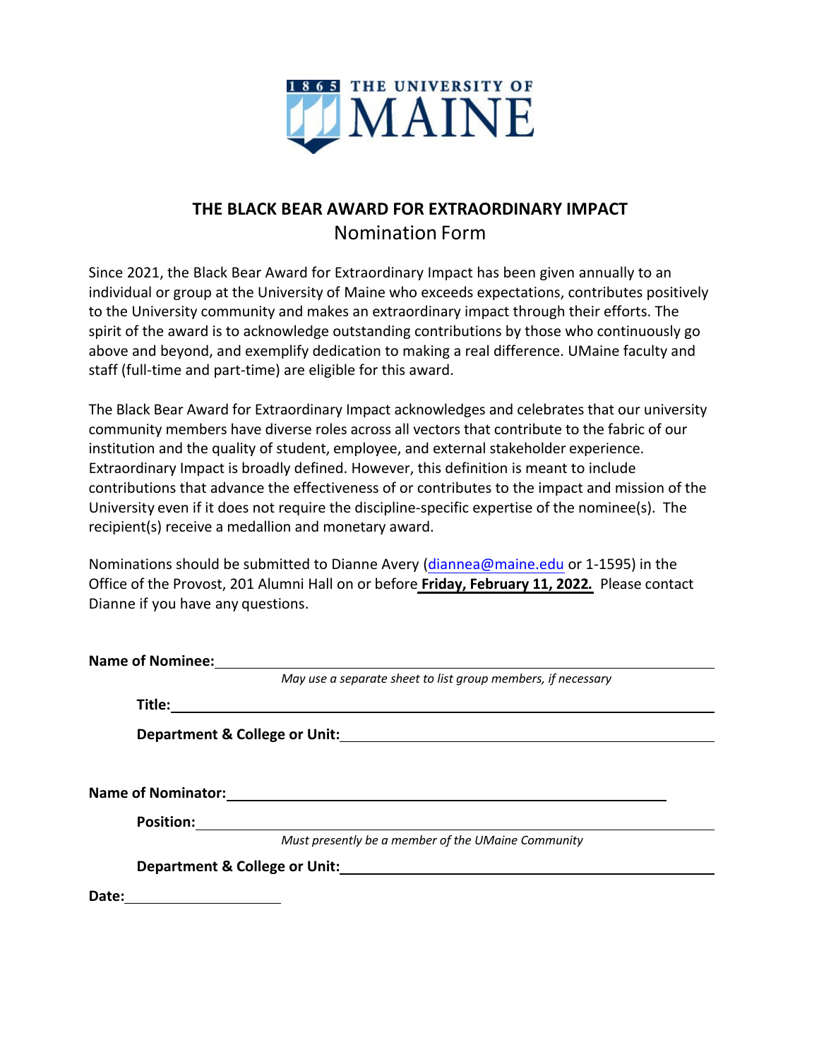1865 THE UNIVERSITY OF MAINE

# THE BLACK BEAR AWARD FOR EXTRAORDINARY IMPACT

## Nomination Form

Since 2021, the Black Bear Award for Extraordinary Impact has been given annually to an individual or group at the University of Maine who exceeds expectations, contributes positively to the University community and makes an extraordinary impact through their efforts. The spirit of the award is to acknowledge outstanding contributions by those who continuously go above and beyond, and exemplify dedication to making a real difference. UMaine faculty and staff (full-time and part-time) are eligible for this award.

The Black Bear Award for Extraordinary Impact acknowledges and celebrates that our university community members have diverse roles across all vectors that contribute to the fabric of our institution and the quality of student, employee, and external stakeholder experience. Extraordinary Impact is broadly defined. However, this definition is meant to include contributions that advance the effectiveness of or contributes to the impact and mission of the University even if it does not require the discipline-specific expertise of the nominee(s). The recipient(s) receive a medallion and monetary award.

Nominations should be submitted to Dianne Avery (diannea@maine.edu or 1-1595) in the Office of the Provost, 201 Alumni Hall on or before **Friday, February 11, 2022.** Please contact Dianne if you have any questions.

**Name of Nominee:** ______________________________

*May use a separate sheet to list group members, if necessary*

**Title:** ______________________________

**Department & College or Unit:** ______________________________

**Name of Nominator:** ______________________________

**Position:** ______________________________

*Must presently be a member of the UMaine Community*

**Department & College or Unit:** ______________________________

**Date:** ______________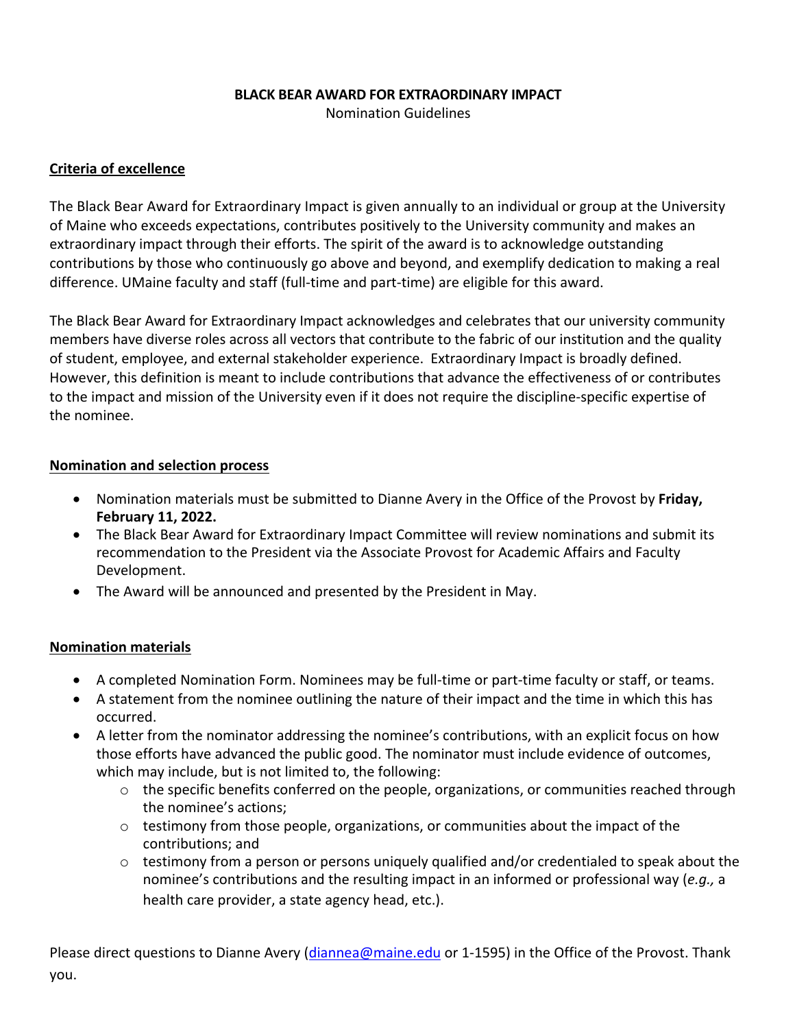# BLACK BEAR AWARD FOR EXTRAORDINARY IMPACT

Nomination Guidelines

## Criteria of excellence

The Black Bear Award for Extraordinary Impact is given annually to an individual or group at the University of Maine who exceeds expectations, contributes positively to the University community and makes an extraordinary impact through their efforts. The spirit of the award is to acknowledge outstanding contributions by those who continuously go above and beyond, and exemplify dedication to making a real difference. UMaine faculty and staff (full-time and part-time) are eligible for this award.

The Black Bear Award for Extraordinary Impact acknowledges and celebrates that our university community members have diverse roles across all vectors that contribute to the fabric of our institution and the quality of student, employee, and external stakeholder experience. Extraordinary Impact is broadly defined. However, this definition is meant to include contributions that advance the effectiveness of or contributes to the impact and mission of the University even if it does not require the discipline-specific expertise of the nominee.

## Nomination and selection process

- Nomination materials must be submitted to Dianne Avery in the Office of the Provost by **Friday, February 11, 2022.**
- The Black Bear Award for Extraordinary Impact Committee will review nominations and submit its recommendation to the President via the Associate Provost for Academic Affairs and Faculty Development.
- The Award will be announced and presented by the President in May.

## Nomination materials

- A completed Nomination Form. Nominees may be full-time or part-time faculty or staff, or teams.
- A statement from the nominee outlining the nature of their impact and the time in which this has occurred.
- A letter from the nominator addressing the nominee's contributions, with an explicit focus on how those efforts have advanced the public good. The nominator must include evidence of outcomes, which may include, but is not limited to, the following:
  - the specific benefits conferred on the people, organizations, or communities reached through the nominee's actions;
  - testimony from those people, organizations, or communities about the impact of the contributions; and
  - testimony from a person or persons uniquely qualified and/or credentialed to speak about the nominee's contributions and the resulting impact in an informed or professional way (*e.g.,* a health care provider, a state agency head, etc.).

Please direct questions to Dianne Avery (diannea@maine.edu or 1-1595) in the Office of the Provost. Thank you.